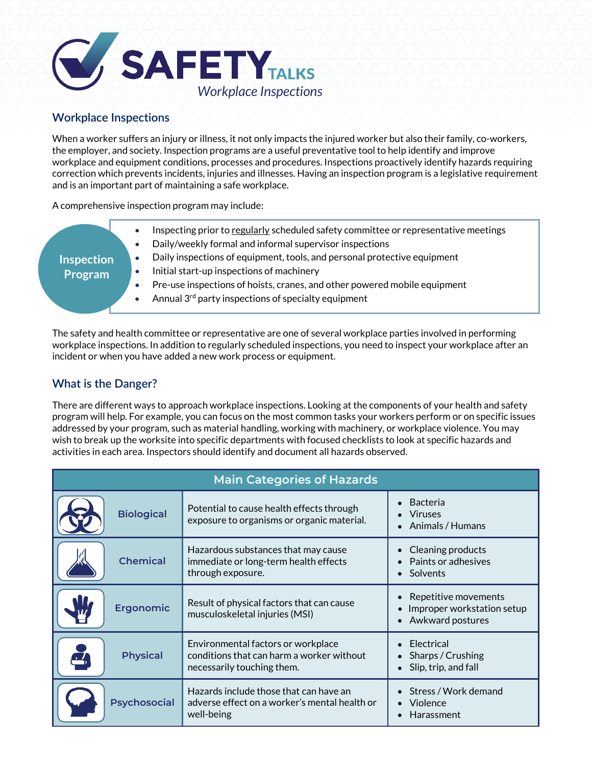# SAFETY TALKS

*Workplace Inspections*

## Workplace Inspections

When a worker suffers an injury or illness, it not only impacts the injured worker but also their family, co-workers, the employer, and society. Inspection programs are a useful preventative tool to help identify and improve workplace and equipment conditions, processes and procedures. Inspections proactively identify hazards requiring correction which prevents incidents, injuries and illnesses. Having an inspection program is a legislative requirement and is an important part of maintaining a safe workplace.

A comprehensive inspection program may include:

**Inspection Program**

- Inspecting prior to regularly scheduled safety committee or representative meetings
- Daily/weekly formal and informal supervisor inspections
- Daily inspections of equipment, tools, and personal protective equipment
- Initial start-up inspections of machinery
- Pre-use inspections of hoists, cranes, and other powered mobile equipment
- Annual 3rd party inspections of specialty equipment

The safety and health committee or representative are one of several workplace parties involved in performing workplace inspections. In addition to regularly scheduled inspections, you need to inspect your workplace after an incident or when you have added a new work process or equipment.

## What is the Danger?

There are different ways to approach workplace inspections. Looking at the components of your health and safety program will help. For example, you can focus on the most common tasks your workers perform or on specific issues addressed by your program, such as material handling, working with machinery, or workplace violence. You may wish to break up the worksite into specific departments with focused checklists to look at specific hazards and activities in each area. Inspectors should identify and document all hazards observed.

| Main Categories of Hazards | | |
|---|---|---|
| **Biological** | Potential to cause health effects through exposure to organisms or organic material. | • Bacteria<br>• Viruses<br>• Animals / Humans |
| **Chemical** | Hazardous substances that may cause immediate or long-term health effects through exposure. | • Cleaning products<br>• Paints or adhesives<br>• Solvents |
| **Ergonomic** | Result of physical factors that can cause musculoskeletal injuries (MSI) | • Repetitive movements<br>• Improper workstation setup<br>• Awkward postures |
| **Physical** | Environmental factors or workplace conditions that can harm a worker without necessarily touching them. | • Electrical<br>• Sharps / Crushing<br>• Slip, trip, and fall |
| **Psychosocial** | Hazards include those that can have an adverse effect on a worker's mental health or well-being | • Stress / Work demand<br>• Violence<br>• Harassment |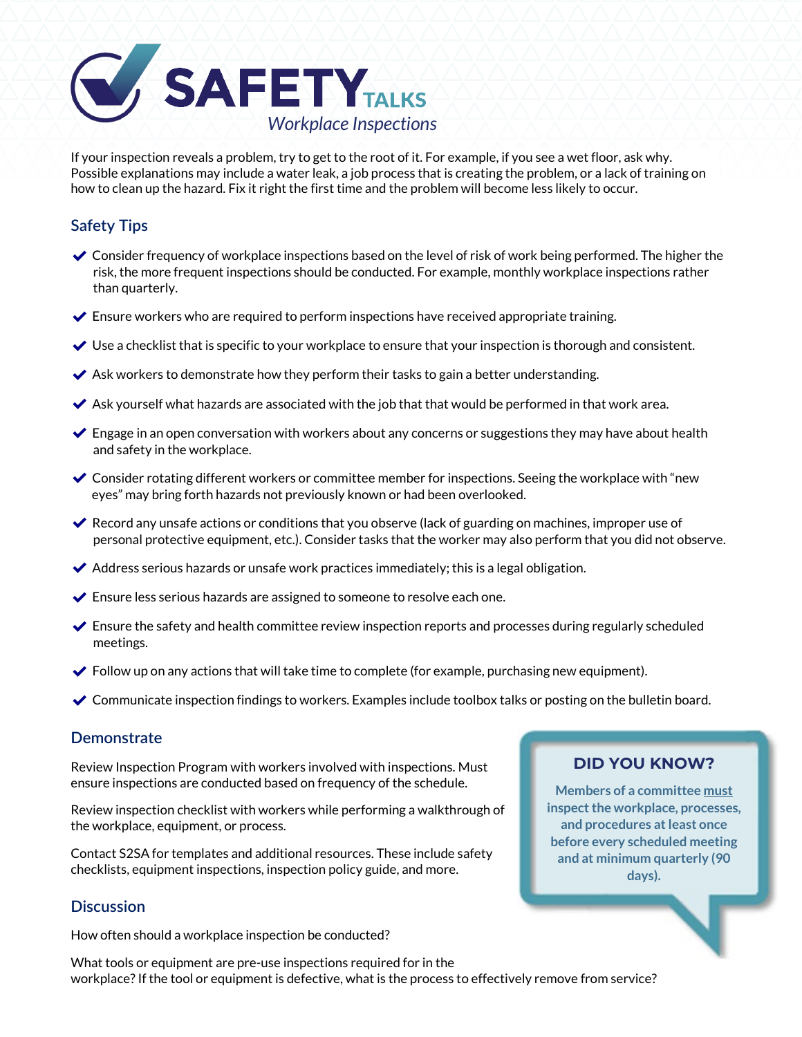# SAFETY TALKS

*Workplace Inspections*

If your inspection reveals a problem, try to get to the root of it. For example, if you see a wet floor, ask why. Possible explanations may include a water leak, a job process that is creating the problem, or a lack of training on how to clean up the hazard. Fix it right the first time and the problem will become less likely to occur.

## Safety Tips

- Consider frequency of workplace inspections based on the level of risk of work being performed. The higher the risk, the more frequent inspections should be conducted. For example, monthly workplace inspections rather than quarterly.
- Ensure workers who are required to perform inspections have received appropriate training.
- Use a checklist that is specific to your workplace to ensure that your inspection is thorough and consistent.
- Ask workers to demonstrate how they perform their tasks to gain a better understanding.
- Ask yourself what hazards are associated with the job that that would be performed in that work area.
- Engage in an open conversation with workers about any concerns or suggestions they may have about health and safety in the workplace.
- Consider rotating different workers or committee member for inspections. Seeing the workplace with "new eyes" may bring forth hazards not previously known or had been overlooked.
- Record any unsafe actions or conditions that you observe (lack of guarding on machines, improper use of personal protective equipment, etc.). Consider tasks that the worker may also perform that you did not observe.
- Address serious hazards or unsafe work practices immediately; this is a legal obligation.
- Ensure less serious hazards are assigned to someone to resolve each one.
- Ensure the safety and health committee review inspection reports and processes during regularly scheduled meetings.
- Follow up on any actions that will take time to complete (for example, purchasing new equipment).
- Communicate inspection findings to workers. Examples include toolbox talks or posting on the bulletin board.

## Demonstrate

Review Inspection Program with workers involved with inspections. Must ensure inspections are conducted based on frequency of the schedule.

Review inspection checklist with workers while performing a walkthrough of the workplace, equipment, or process.

Contact S2SA for templates and additional resources. These include safety checklists, equipment inspections, inspection policy guide, and more.

### DID YOU KNOW?

**Members of a committee must inspect the workplace, processes, and procedures at least once before every scheduled meeting and at minimum quarterly (90 days).**

## Discussion

How often should a workplace inspection be conducted?

What tools or equipment are pre-use inspections required for in the workplace? If the tool or equipment is defective, what is the process to effectively remove from service?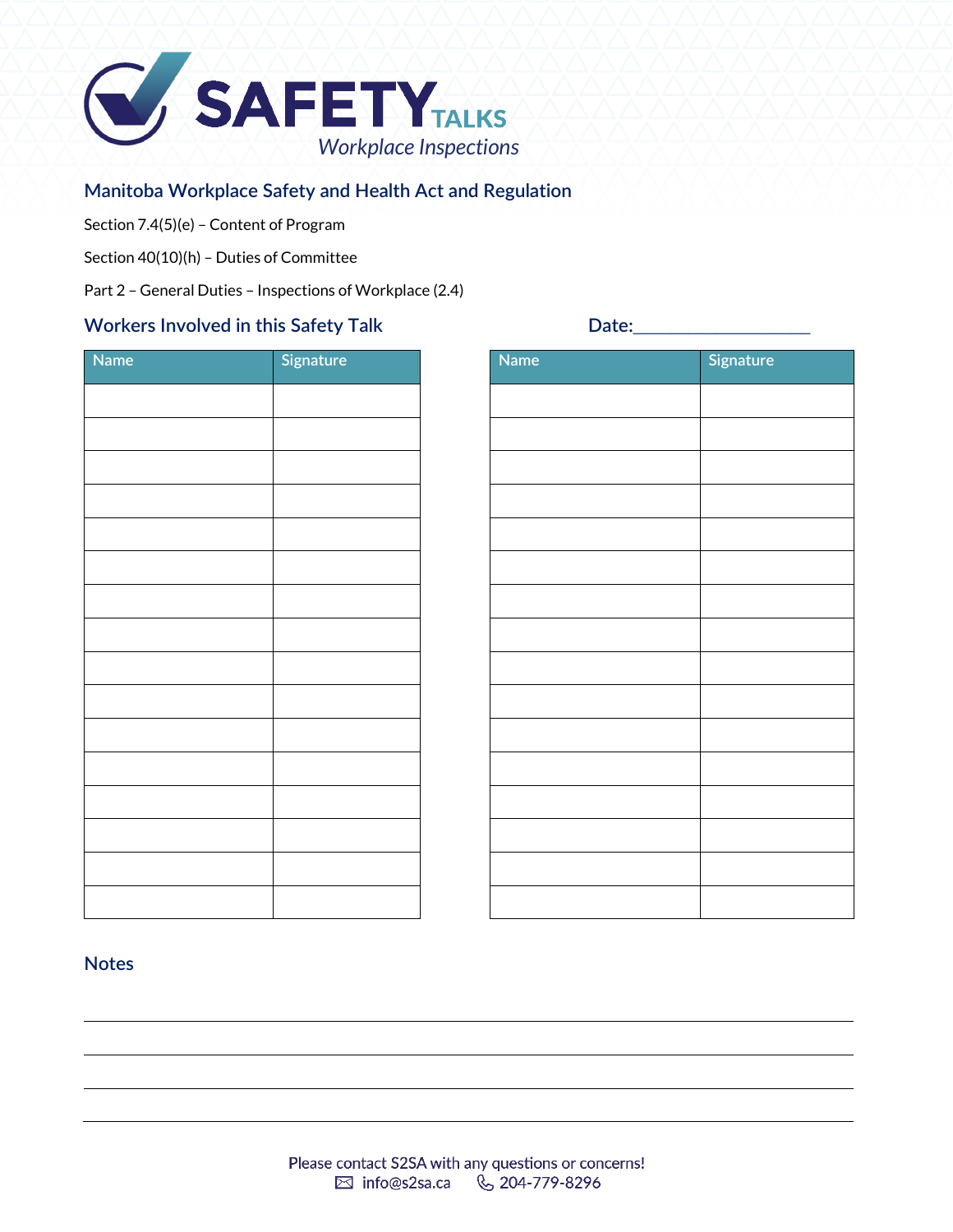# SAFETY TALKS

*Workplace Inspections*

## Manitoba Workplace Safety and Health Act and Regulation

Section 7.4(5)(e) – Content of Program

Section 40(10)(h) – Duties of Committee

Part 2 – General Duties – Inspections of Workplace (2.4)

## Workers Involved in this Safety Talk

Date:___________________

| Name | Signature |
|---|---|
| | |
| | |
| | |
| | |
| | |
| | |
| | |
| | |
| | |
| | |
| | |
| | |
| | |
| | |
| | |
| | |

| Name | Signature |
|---|---|
| | |
| | |
| | |
| | |
| | |
| | |
| | |
| | |
| | |
| | |
| | |
| | |
| | |
| | |
| | |
| | |

## Notes

_______________________________________________

_______________________________________________

_______________________________________________

_______________________________________________

Please contact S2SA with any questions or concerns!

info@s2sa.ca 204-779-8296